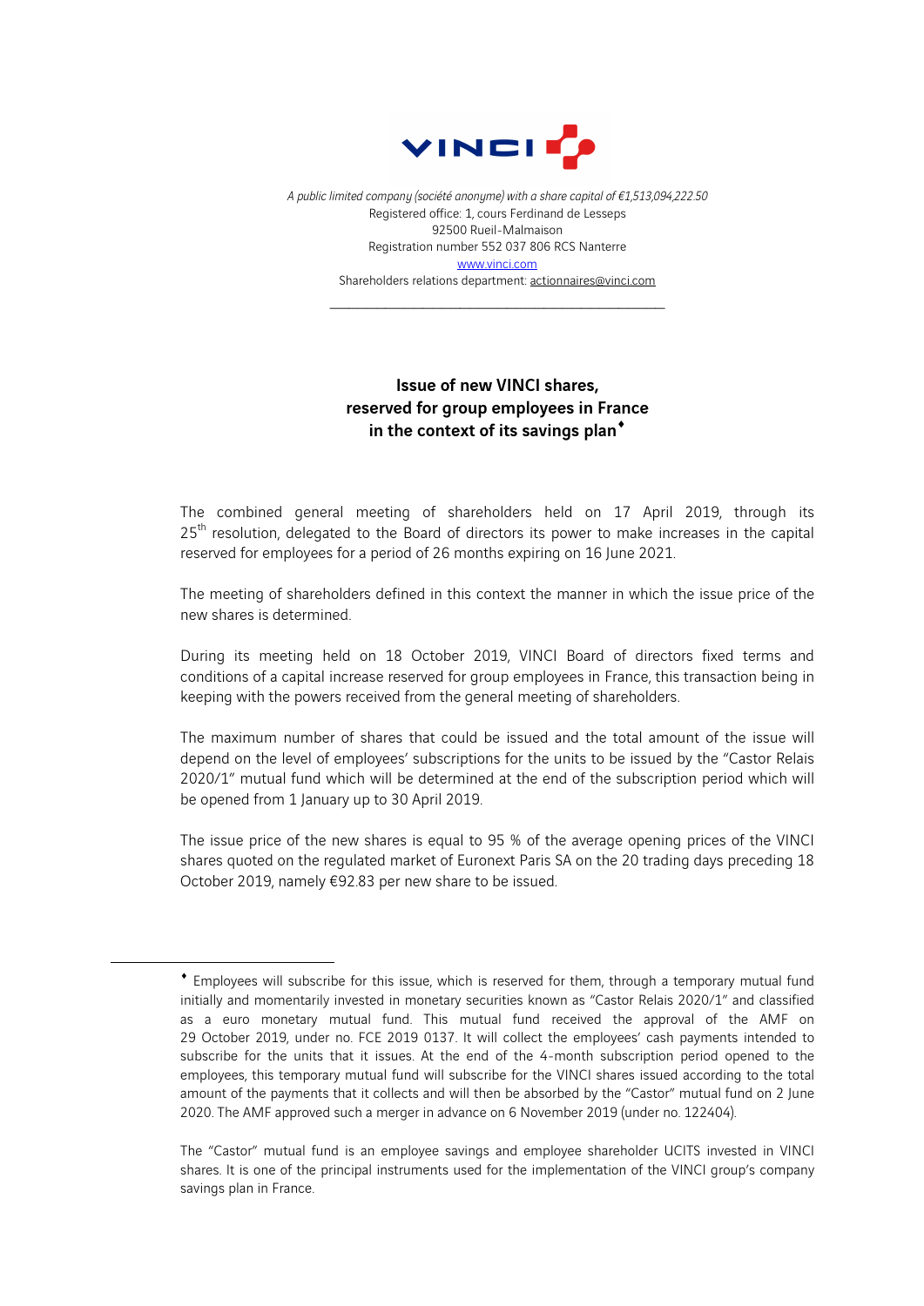*A public limited company (société anonyme) with a share capital of €1,513,094,222.50*
Registered office: 1, cours Ferdinand de Lesseps
92500 Rueil-Malmaison
Registration number 552 037 806 RCS Nanterre
www.vinci.com
Shareholders relations department: actionnaires@vinci.com

---

# Issue of new VINCI shares, reserved for group employees in France in the context of its savings plan♦

The combined general meeting of shareholders held on 17 April 2019, through its 25th resolution, delegated to the Board of directors its power to make increases in the capital reserved for employees for a period of 26 months expiring on 16 June 2021.

The meeting of shareholders defined in this context the manner in which the issue price of the new shares is determined.

During its meeting held on 18 October 2019, VINCI Board of directors fixed terms and conditions of a capital increase reserved for group employees in France, this transaction being in keeping with the powers received from the general meeting of shareholders.

The maximum number of shares that could be issued and the total amount of the issue will depend on the level of employees' subscriptions for the units to be issued by the "Castor Relais 2020/1" mutual fund which will be determined at the end of the subscription period which will be opened from 1 January up to 30 April 2019.

The issue price of the new shares is equal to 95 % of the average opening prices of the VINCI shares quoted on the regulated market of Euronext Paris SA on the 20 trading days preceding 18 October 2019, namely €92.83 per new share to be issued.

---

♦ Employees will subscribe for this issue, which is reserved for them, through a temporary mutual fund initially and momentarily invested in monetary securities known as "Castor Relais 2020/1" and classified as a euro monetary mutual fund. This mutual fund received the approval of the AMF on 29 October 2019, under no. FCE 2019 0137. It will collect the employees' cash payments intended to subscribe for the units that it issues. At the end of the 4-month subscription period opened to the employees, this temporary mutual fund will subscribe for the VINCI shares issued according to the total amount of the payments that it collects and will then be absorbed by the "Castor" mutual fund on 2 June 2020. The AMF approved such a merger in advance on 6 November 2019 (under no. 122404).

The "Castor" mutual fund is an employee savings and employee shareholder UCITS invested in VINCI shares. It is one of the principal instruments used for the implementation of the VINCI group's company savings plan in France.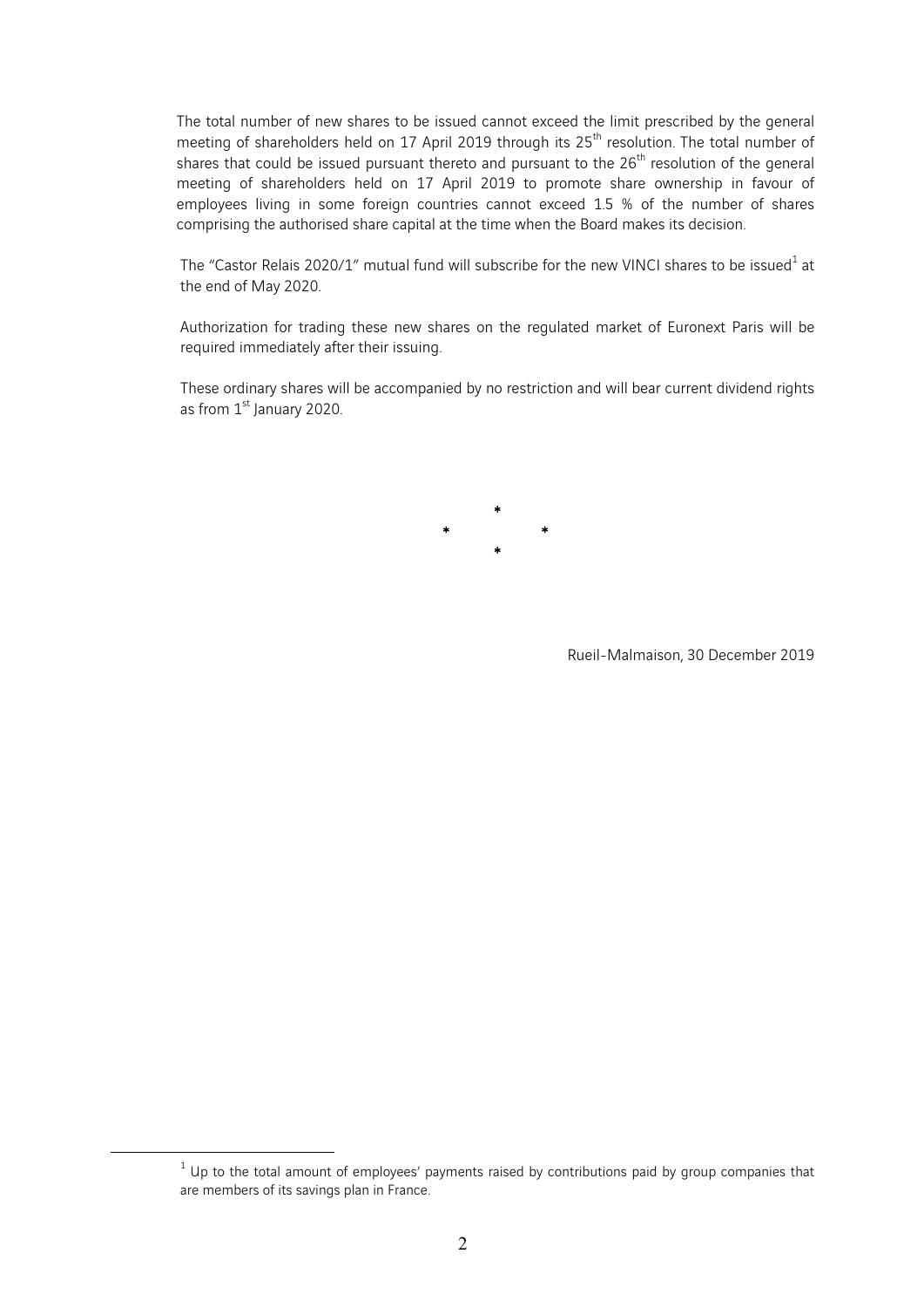The total number of new shares to be issued cannot exceed the limit prescribed by the general meeting of shareholders held on 17 April 2019 through its 25th resolution. The total number of shares that could be issued pursuant thereto and pursuant to the 26th resolution of the general meeting of shareholders held on 17 April 2019 to promote share ownership in favour of employees living in some foreign countries cannot exceed 1.5 % of the number of shares comprising the authorised share capital at the time when the Board makes its decision.

The "Castor Relais 2020/1" mutual fund will subscribe for the new VINCI shares to be issued[1] at the end of May 2020.

Authorization for trading these new shares on the regulated market of Euronext Paris will be required immediately after their issuing.

These ordinary shares will be accompanied by no restriction and will bear current dividend rights as from 1st January 2020.

*

\*   *

*

Rueil-Malmaison, 30 December 2019

---

[1] Up to the total amount of employees' payments raised by contributions paid by group companies that are members of its savings plan in France.